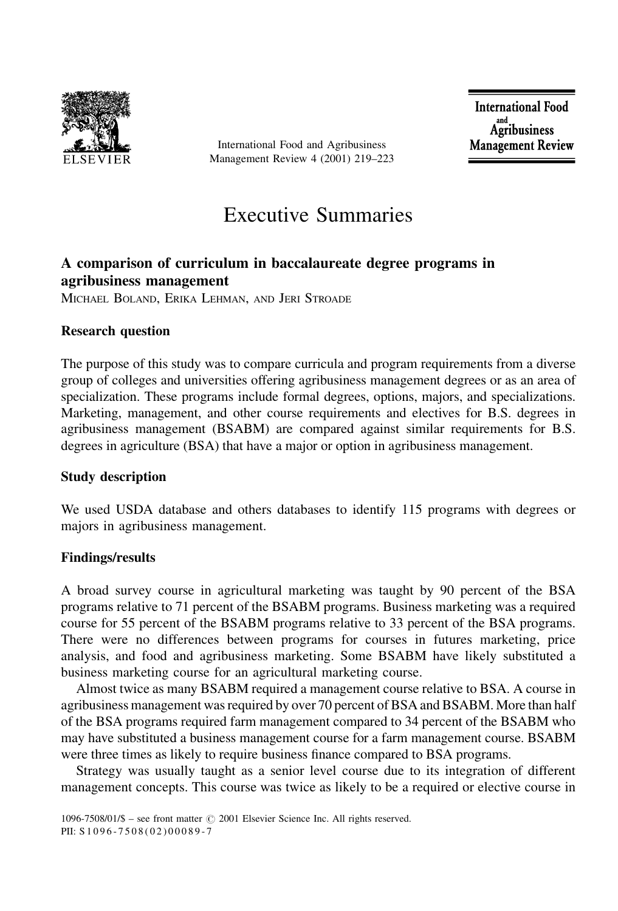# Executive Summaries

## A comparison of curriculum in baccalaureate degree programs in agribusiness management

MICHAEL BOLAND, ERIKA LEHMAN, AND JERI STROADE

### Research question

The purpose of this study was to compare curricula and program requirements from a diverse group of colleges and universities offering agribusiness management degrees or as an area of specialization. These programs include formal degrees, options, majors, and specializations. Marketing, management, and other course requirements and electives for B.S. degrees in agribusiness management (BSABM) are compared against similar requirements for B.S. degrees in agriculture (BSA) that have a major or option in agribusiness management.

### Study description

We used USDA database and others databases to identify 115 programs with degrees or majors in agribusiness management.

### Findings/results

A broad survey course in agricultural marketing was taught by 90 percent of the BSA programs relative to 71 percent of the BSABM programs. Business marketing was a required course for 55 percent of the BSABM programs relative to 33 percent of the BSA programs. There were no differences between programs for courses in futures marketing, price analysis, and food and agribusiness marketing. Some BSABM have likely substituted a business marketing course for an agricultural marketing course.

Almost twice as many BSABM required a management course relative to BSA. A course in agribusiness management was required by over 70 percent of BSA and BSABM. More than half of the BSA programs required farm management compared to 34 percent of the BSABM who may have substituted a business management course for a farm management course. BSABM were three times as likely to require business finance compared to BSA programs.

Strategy was usually taught as a senior level course due to its integration of different management concepts. This course was twice as likely to be a required or elective course in

1096-7508/01/$ – see front matter © 2001 Elsevier Science Inc. All rights reserved.
PII: S1096-7508(02)00089-7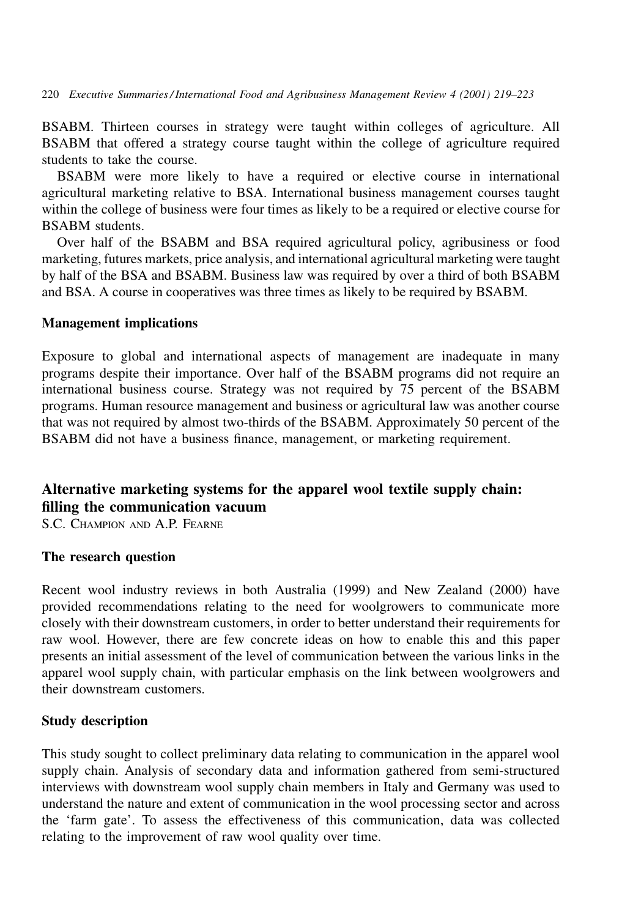BSABM. Thirteen courses in strategy were taught within colleges of agriculture. All BSABM that offered a strategy course taught within the college of agriculture required students to take the course.

BSABM were more likely to have a required or elective course in international agricultural marketing relative to BSA. International business management courses taught within the college of business were four times as likely to be a required or elective course for BSABM students.

Over half of the BSABM and BSA required agricultural policy, agribusiness or food marketing, futures markets, price analysis, and international agricultural marketing were taught by half of the BSA and BSABM. Business law was required by over a third of both BSABM and BSA. A course in cooperatives was three times as likely to be required by BSABM.

### Management implications

Exposure to global and international aspects of management are inadequate in many programs despite their importance. Over half of the BSABM programs did not require an international business course. Strategy was not required by 75 percent of the BSABM programs. Human resource management and business or agricultural law was another course that was not required by almost two-thirds of the BSABM. Approximately 50 percent of the BSABM did not have a business finance, management, or marketing requirement.

## Alternative marketing systems for the apparel wool textile supply chain: filling the communication vacuum

S.C. Champion and A.P. Fearne

### The research question

Recent wool industry reviews in both Australia (1999) and New Zealand (2000) have provided recommendations relating to the need for woolgrowers to communicate more closely with their downstream customers, in order to better understand their requirements for raw wool. However, there are few concrete ideas on how to enable this and this paper presents an initial assessment of the level of communication between the various links in the apparel wool supply chain, with particular emphasis on the link between woolgrowers and their downstream customers.

### Study description

This study sought to collect preliminary data relating to communication in the apparel wool supply chain. Analysis of secondary data and information gathered from semi-structured interviews with downstream wool supply chain members in Italy and Germany was used to understand the nature and extent of communication in the wool processing sector and across the 'farm gate'. To assess the effectiveness of this communication, data was collected relating to the improvement of raw wool quality over time.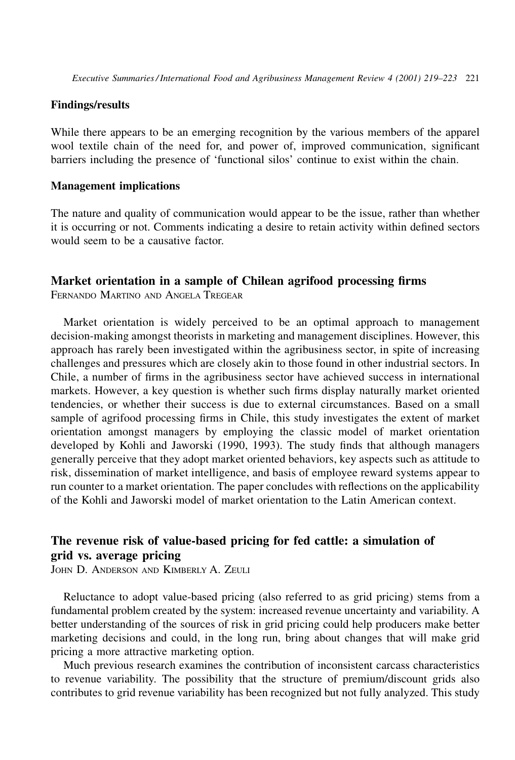### Findings/results

While there appears to be an emerging recognition by the various members of the apparel wool textile chain of the need for, and power of, improved communication, significant barriers including the presence of 'functional silos' continue to exist within the chain.

### Management implications

The nature and quality of communication would appear to be the issue, rather than whether it is occurring or not. Comments indicating a desire to retain activity within defined sectors would seem to be a causative factor.

## Market orientation in a sample of Chilean agrifood processing firms

FERNANDO MARTINO AND ANGELA TREGEAR

Market orientation is widely perceived to be an optimal approach to management decision-making amongst theorists in marketing and management disciplines. However, this approach has rarely been investigated within the agribusiness sector, in spite of increasing challenges and pressures which are closely akin to those found in other industrial sectors. In Chile, a number of firms in the agribusiness sector have achieved success in international markets. However, a key question is whether such firms display naturally market oriented tendencies, or whether their success is due to external circumstances. Based on a small sample of agrifood processing firms in Chile, this study investigates the extent of market orientation amongst managers by employing the classic model of market orientation developed by Kohli and Jaworski (1990, 1993). The study finds that although managers generally perceive that they adopt market oriented behaviors, key aspects such as attitude to risk, dissemination of market intelligence, and basis of employee reward systems appear to run counter to a market orientation. The paper concludes with reflections on the applicability of the Kohli and Jaworski model of market orientation to the Latin American context.

## The revenue risk of value-based pricing for fed cattle: a simulation of grid vs. average pricing

JOHN D. ANDERSON AND KIMBERLY A. ZEULI

Reluctance to adopt value-based pricing (also referred to as grid pricing) stems from a fundamental problem created by the system: increased revenue uncertainty and variability. A better understanding of the sources of risk in grid pricing could help producers make better marketing decisions and could, in the long run, bring about changes that will make grid pricing a more attractive marketing option.

Much previous research examines the contribution of inconsistent carcass characteristics to revenue variability. The possibility that the structure of premium/discount grids also contributes to grid revenue variability has been recognized but not fully analyzed. This study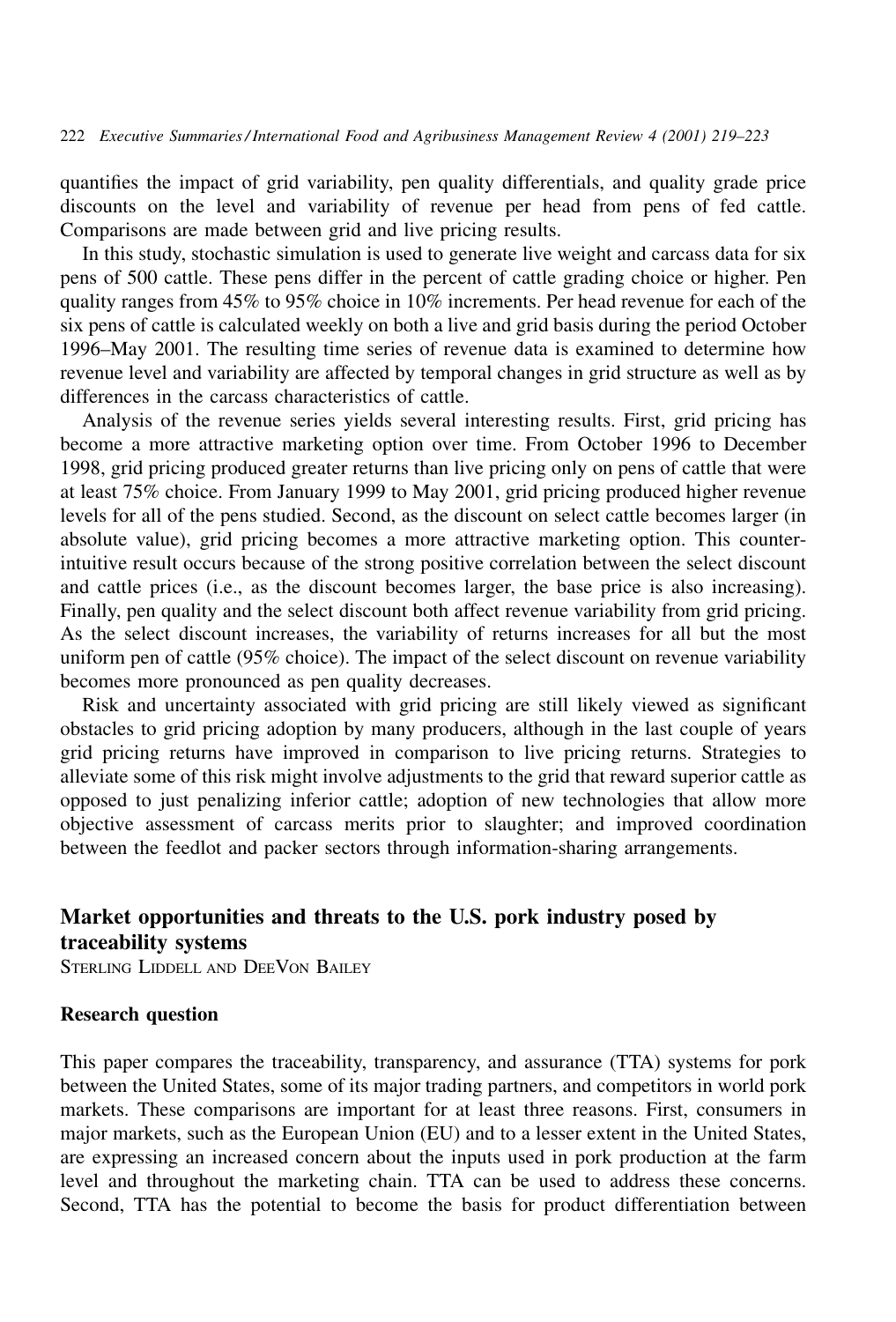quantifies the impact of grid variability, pen quality differentials, and quality grade price discounts on the level and variability of revenue per head from pens of fed cattle. Comparisons are made between grid and live pricing results.

In this study, stochastic simulation is used to generate live weight and carcass data for six pens of 500 cattle. These pens differ in the percent of cattle grading choice or higher. Pen quality ranges from 45% to 95% choice in 10% increments. Per head revenue for each of the six pens of cattle is calculated weekly on both a live and grid basis during the period October 1996–May 2001. The resulting time series of revenue data is examined to determine how revenue level and variability are affected by temporal changes in grid structure as well as by differences in the carcass characteristics of cattle.

Analysis of the revenue series yields several interesting results. First, grid pricing has become a more attractive marketing option over time. From October 1996 to December 1998, grid pricing produced greater returns than live pricing only on pens of cattle that were at least 75% choice. From January 1999 to May 2001, grid pricing produced higher revenue levels for all of the pens studied. Second, as the discount on select cattle becomes larger (in absolute value), grid pricing becomes a more attractive marketing option. This counter-intuitive result occurs because of the strong positive correlation between the select discount and cattle prices (i.e., as the discount becomes larger, the base price is also increasing). Finally, pen quality and the select discount both affect revenue variability from grid pricing. As the select discount increases, the variability of returns increases for all but the most uniform pen of cattle (95% choice). The impact of the select discount on revenue variability becomes more pronounced as pen quality decreases.

Risk and uncertainty associated with grid pricing are still likely viewed as significant obstacles to grid pricing adoption by many producers, although in the last couple of years grid pricing returns have improved in comparison to live pricing returns. Strategies to alleviate some of this risk might involve adjustments to the grid that reward superior cattle as opposed to just penalizing inferior cattle; adoption of new technologies that allow more objective assessment of carcass merits prior to slaughter; and improved coordination between the feedlot and packer sectors through information-sharing arrangements.

## Market opportunities and threats to the U.S. pork industry posed by traceability systems

STERLING LIDDELL AND DEEVON BAILEY

### Research question

This paper compares the traceability, transparency, and assurance (TTA) systems for pork between the United States, some of its major trading partners, and competitors in world pork markets. These comparisons are important for at least three reasons. First, consumers in major markets, such as the European Union (EU) and to a lesser extent in the United States, are expressing an increased concern about the inputs used in pork production at the farm level and throughout the marketing chain. TTA can be used to address these concerns. Second, TTA has the potential to become the basis for product differentiation between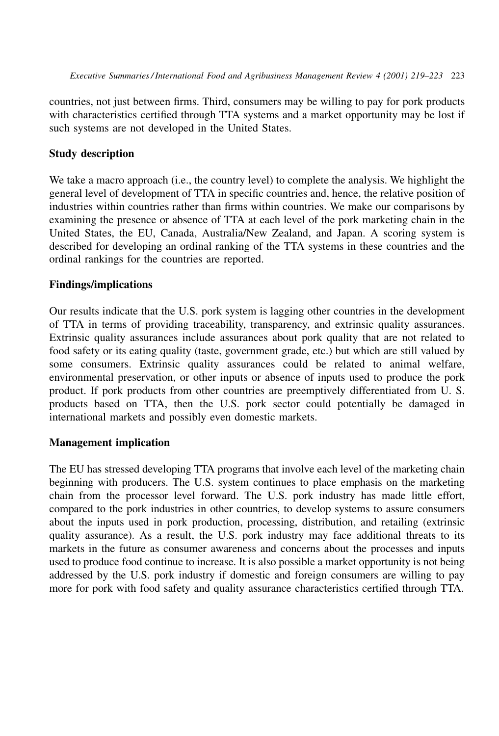countries, not just between firms. Third, consumers may be willing to pay for pork products with characteristics certified through TTA systems and a market opportunity may be lost if such systems are not developed in the United States.

## Study description

We take a macro approach (i.e., the country level) to complete the analysis. We highlight the general level of development of TTA in specific countries and, hence, the relative position of industries within countries rather than firms within countries. We make our comparisons by examining the presence or absence of TTA at each level of the pork marketing chain in the United States, the EU, Canada, Australia/New Zealand, and Japan. A scoring system is described for developing an ordinal ranking of the TTA systems in these countries and the ordinal rankings for the countries are reported.

## Findings/implications

Our results indicate that the U.S. pork system is lagging other countries in the development of TTA in terms of providing traceability, transparency, and extrinsic quality assurances. Extrinsic quality assurances include assurances about pork quality that are not related to food safety or its eating quality (taste, government grade, etc.) but which are still valued by some consumers. Extrinsic quality assurances could be related to animal welfare, environmental preservation, or other inputs or absence of inputs used to produce the pork product. If pork products from other countries are preemptively differentiated from U. S. products based on TTA, then the U.S. pork sector could potentially be damaged in international markets and possibly even domestic markets.

## Management implication

The EU has stressed developing TTA programs that involve each level of the marketing chain beginning with producers. The U.S. system continues to place emphasis on the marketing chain from the processor level forward. The U.S. pork industry has made little effort, compared to the pork industries in other countries, to develop systems to assure consumers about the inputs used in pork production, processing, distribution, and retailing (extrinsic quality assurance). As a result, the U.S. pork industry may face additional threats to its markets in the future as consumer awareness and concerns about the processes and inputs used to produce food continue to increase. It is also possible a market opportunity is not being addressed by the U.S. pork industry if domestic and foreign consumers are willing to pay more for pork with food safety and quality assurance characteristics certified through TTA.